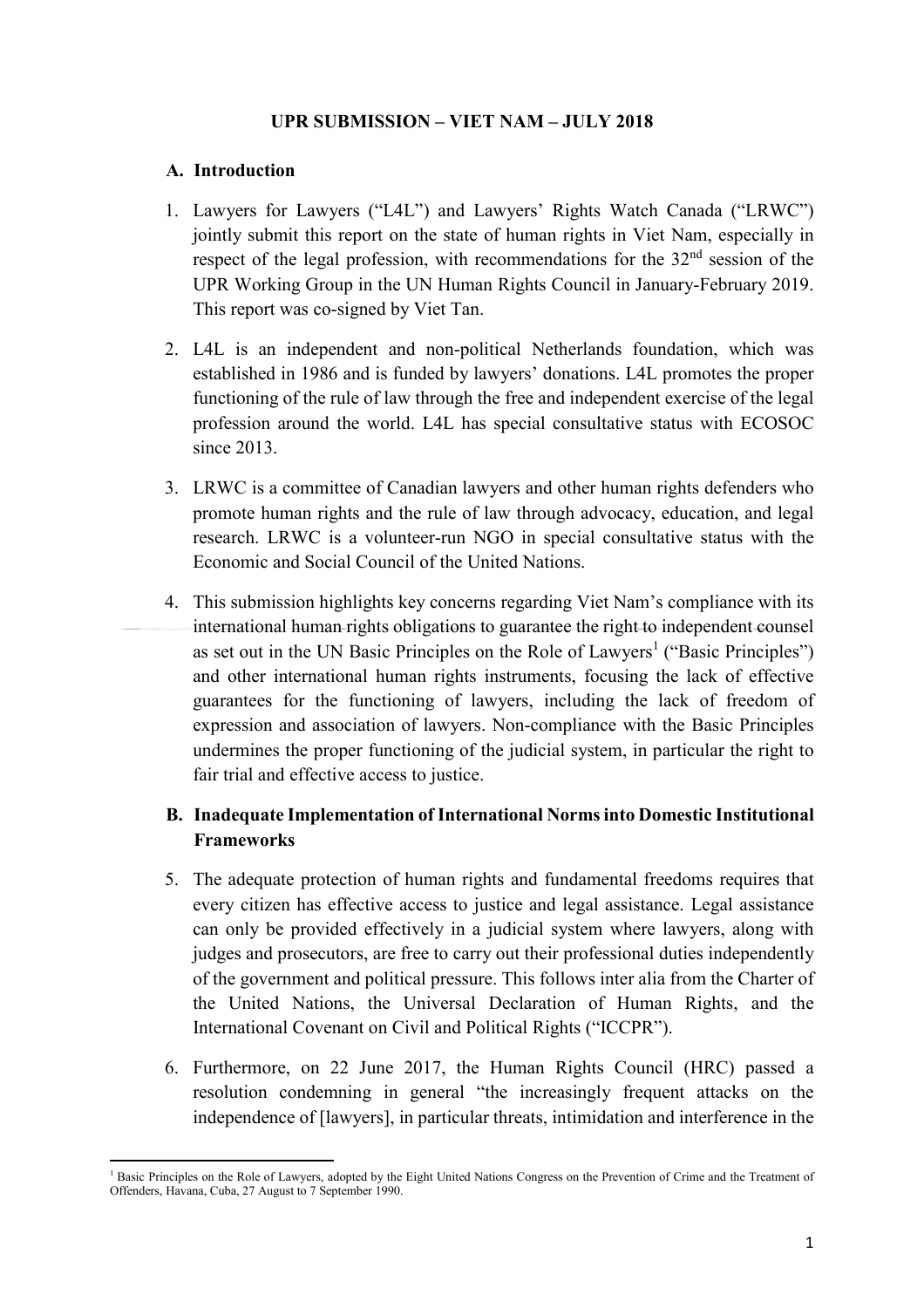# UPR SUBMISSION – VIET NAM – JULY 2018

## A. Introduction

1. Lawyers for Lawyers ("L4L") and Lawyers' Rights Watch Canada ("LRWC") jointly submit this report on the state of human rights in Viet Nam, especially in respect of the legal profession, with recommendations for the 32nd session of the UPR Working Group in the UN Human Rights Council in January-February 2019. This report was co-signed by Viet Tan.

2. L4L is an independent and non-political Netherlands foundation, which was established in 1986 and is funded by lawyers' donations. L4L promotes the proper functioning of the rule of law through the free and independent exercise of the legal profession around the world. L4L has special consultative status with ECOSOC since 2013.

3. LRWC is a committee of Canadian lawyers and other human rights defenders who promote human rights and the rule of law through advocacy, education, and legal research. LRWC is a volunteer-run NGO in special consultative status with the Economic and Social Council of the United Nations.

4. This submission highlights key concerns regarding Viet Nam's compliance with its international human rights obligations to guarantee the right to independent counsel as set out in the UN Basic Principles on the Role of Lawyers[1] ("Basic Principles") and other international human rights instruments, focusing the lack of effective guarantees for the functioning of lawyers, including the lack of freedom of expression and association of lawyers. Non-compliance with the Basic Principles undermines the proper functioning of the judicial system, in particular the right to fair trial and effective access to justice.

## B. Inadequate Implementation of International Norms into Domestic Institutional Frameworks

5. The adequate protection of human rights and fundamental freedoms requires that every citizen has effective access to justice and legal assistance. Legal assistance can only be provided effectively in a judicial system where lawyers, along with judges and prosecutors, are free to carry out their professional duties independently of the government and political pressure. This follows inter alia from the Charter of the United Nations, the Universal Declaration of Human Rights, and the International Covenant on Civil and Political Rights ("ICCPR").

6. Furthermore, on 22 June 2017, the Human Rights Council (HRC) passed a resolution condemning in general "the increasingly frequent attacks on the independence of [lawyers], in particular threats, intimidation and interference in the

---

[1] Basic Principles on the Role of Lawyers, adopted by the Eight United Nations Congress on the Prevention of Crime and the Treatment of Offenders, Havana, Cuba, 27 August to 7 September 1990.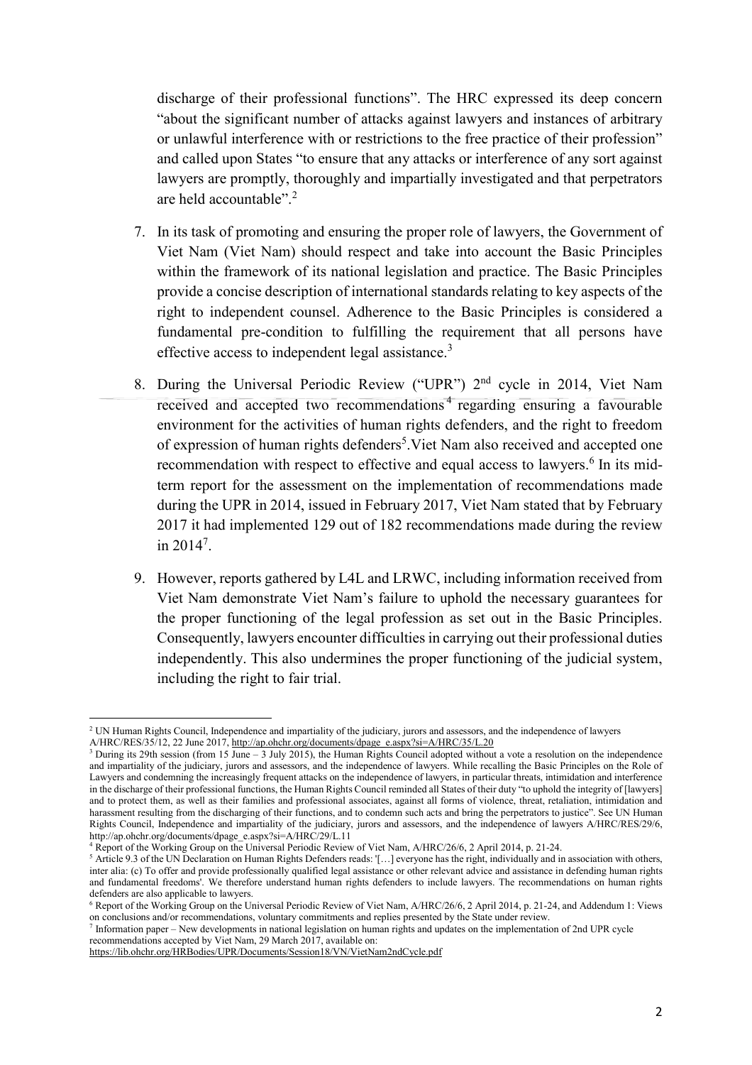discharge of their professional functions". The HRC expressed its deep concern "about the significant number of attacks against lawyers and instances of arbitrary or unlawful interference with or restrictions to the free practice of their profession" and called upon States "to ensure that any attacks or interference of any sort against lawyers are promptly, thoroughly and impartially investigated and that perpetrators are held accountable".[2]

7. In its task of promoting and ensuring the proper role of lawyers, the Government of Viet Nam (Viet Nam) should respect and take into account the Basic Principles within the framework of its national legislation and practice. The Basic Principles provide a concise description of international standards relating to key aspects of the right to independent counsel. Adherence to the Basic Principles is considered a fundamental pre-condition to fulfilling the requirement that all persons have effective access to independent legal assistance.[3]

8. During the Universal Periodic Review ("UPR") 2nd cycle in 2014, Viet Nam received and accepted two recommendations[4] regarding ensuring a favourable environment for the activities of human rights defenders, and the right to freedom of expression of human rights defenders[5]. Viet Nam also received and accepted one recommendation with respect to effective and equal access to lawyers.[6] In its mid-term report for the assessment on the implementation of recommendations made during the UPR in 2014, issued in February 2017, Viet Nam stated that by February 2017 it had implemented 129 out of 182 recommendations made during the review in 2014[7].

9. However, reports gathered by L4L and LRWC, including information received from Viet Nam demonstrate Viet Nam's failure to uphold the necessary guarantees for the proper functioning of the legal profession as set out in the Basic Principles. Consequently, lawyers encounter difficulties in carrying out their professional duties independently. This also undermines the proper functioning of the judicial system, including the right to fair trial.

---

[2] UN Human Rights Council, Independence and impartiality of the judiciary, jurors and assessors, and the independence of lawyers A/HRC/RES/35/12, 22 June 2017, http://ap.ohchr.org/documents/dpage_e.aspx?si=A/HRC/35/L.20

[3] During its 29th session (from 15 June – 3 July 2015), the Human Rights Council adopted without a vote a resolution on the independence and impartiality of the judiciary, jurors and assessors, and the independence of lawyers. While recalling the Basic Principles on the Role of Lawyers and condemning the increasingly frequent attacks on the independence of lawyers, in particular threats, intimidation and interference in the discharge of their professional functions, the Human Rights Council reminded all States of their duty "to uphold the integrity of [lawyers] and to protect them, as well as their families and professional associates, against all forms of violence, threat, retaliation, intimidation and harassment resulting from the discharging of their functions, and to condemn such acts and bring the perpetrators to justice". See UN Human Rights Council, Independence and impartiality of the judiciary, jurors and assessors, and the independence of lawyers A/HRC/RES/29/6, http://ap.ohchr.org/documents/dpage_e.aspx?si=A/HRC/29/L.11

[4] Report of the Working Group on the Universal Periodic Review of Viet Nam, A/HRC/26/6, 2 April 2014, p. 21-24.

[5] Article 9.3 of the UN Declaration on Human Rights Defenders reads: '[…] everyone has the right, individually and in association with others, inter alia: (c) To offer and provide professionally qualified legal assistance or other relevant advice and assistance in defending human rights and fundamental freedoms'. We therefore understand human rights defenders to include lawyers. The recommendations on human rights defenders are also applicable to lawyers.

[6] Report of the Working Group on the Universal Periodic Review of Viet Nam, A/HRC/26/6, 2 April 2014, p. 21-24, and Addendum 1: Views on conclusions and/or recommendations, voluntary commitments and replies presented by the State under review.

[7] Information paper – New developments in national legislation on human rights and updates on the implementation of 2nd UPR cycle recommendations accepted by Viet Nam, 29 March 2017, available on: https://lib.ohchr.org/HRBodies/UPR/Documents/Session18/VN/VietNam2ndCycle.pdf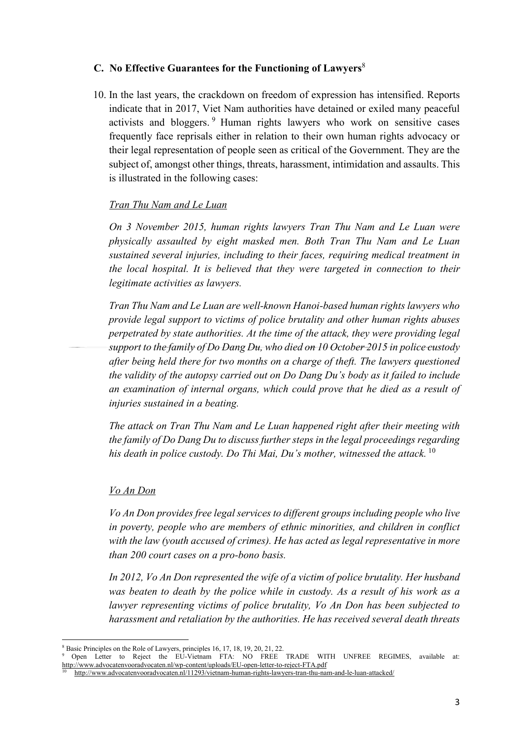### C. No Effective Guarantees for the Functioning of Lawyers[8]

10. In the last years, the crackdown on freedom of expression has intensified. Reports indicate that in 2017, Viet Nam authorities have detained or exiled many peaceful activists and bloggers.[9] Human rights lawyers who work on sensitive cases frequently face reprisals either in relation to their own human rights advocacy or their legal representation of people seen as critical of the Government. They are the subject of, amongst other things, threats, harassment, intimidation and assaults. This is illustrated in the following cases:

<u>*Tran Thu Nam and Le Luan*</u>

*On 3 November 2015, human rights lawyers Tran Thu Nam and Le Luan were physically assaulted by eight masked men. Both Tran Thu Nam and Le Luan sustained several injuries, including to their faces, requiring medical treatment in the local hospital. It is believed that they were targeted in connection to their legitimate activities as lawyers.*

*Tran Thu Nam and Le Luan are well-known Hanoi-based human rights lawyers who provide legal support to victims of police brutality and other human rights abuses perpetrated by state authorities. At the time of the attack, they were providing legal support to the family of Do Dang Du, who died on 10 October 2015 in police custody after being held there for two months on a charge of theft. The lawyers questioned the validity of the autopsy carried out on Do Dang Du's body as it failed to include an examination of internal organs, which could prove that he died as a result of injuries sustained in a beating.*

*The attack on Tran Thu Nam and Le Luan happened right after their meeting with the family of Do Dang Du to discuss further steps in the legal proceedings regarding his death in police custody. Do Thi Mai, Du's mother, witnessed the attack.*[10]

<u>*Vo An Don*</u>

*Vo An Don provides free legal services to different groups including people who live in poverty, people who are members of ethnic minorities, and children in conflict with the law (youth accused of crimes). He has acted as legal representative in more than 200 court cases on a pro-bono basis.*

*In 2012, Vo An Don represented the wife of a victim of police brutality. Her husband was beaten to death by the police while in custody. As a result of his work as a lawyer representing victims of police brutality, Vo An Don has been subjected to harassment and retaliation by the authorities. He has received several death threats*

---

[8] Basic Principles on the Role of Lawyers, principles 16, 17, 18, 19, 20, 21, 22.

[9] Open Letter to Reject the EU-Vietnam FTA: NO FREE TRADE WITH UNFREE REGIMES, available at: http://www.advocatenvooradvocaten.nl/wp-content/uploads/EU-open-letter-to-reject-FTA.pdf

[10] http://www.advocatenvooradvocaten.nl/11293/vietnam-human-rights-lawyers-tran-thu-nam-and-le-luan-attacked/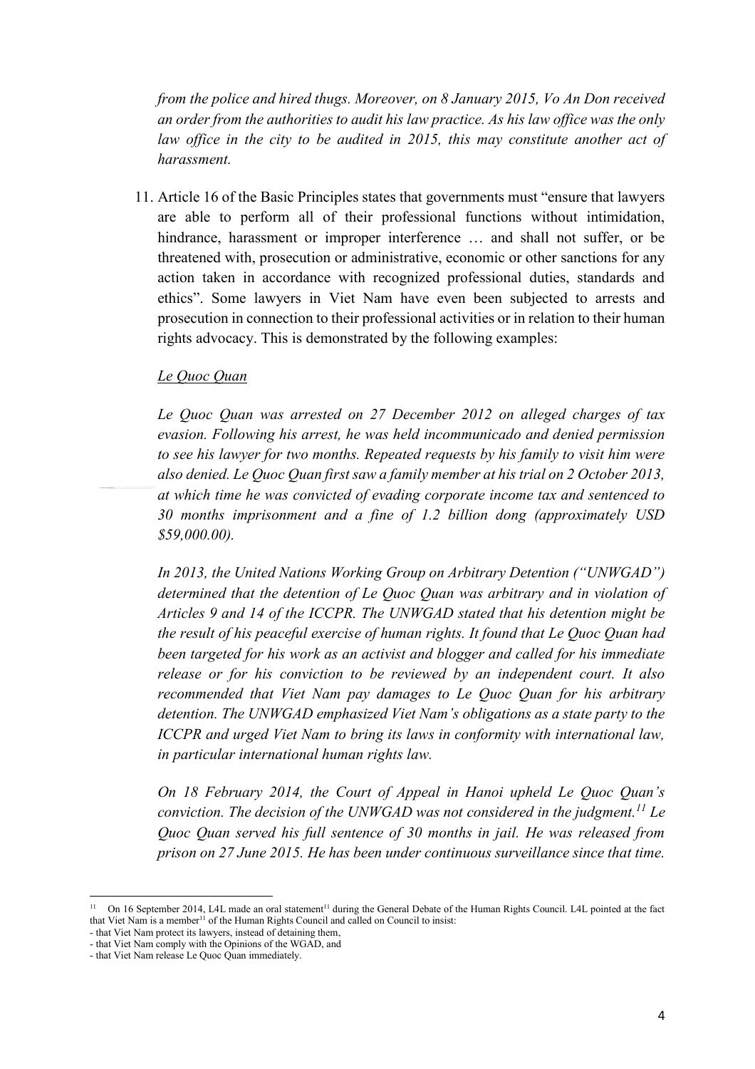*from the police and hired thugs. Moreover, on 8 January 2015, Vo An Don received an order from the authorities to audit his law practice. As his law office was the only law office in the city to be audited in 2015, this may constitute another act of harassment.*

11. Article 16 of the Basic Principles states that governments must "ensure that lawyers are able to perform all of their professional functions without intimidation, hindrance, harassment or improper interference … and shall not suffer, or be threatened with, prosecution or administrative, economic or other sanctions for any action taken in accordance with recognized professional duties, standards and ethics". Some lawyers in Viet Nam have even been subjected to arrests and prosecution in connection to their professional activities or in relation to their human rights advocacy. This is demonstrated by the following examples:

*Le Quoc Quan*

*Le Quoc Quan was arrested on 27 December 2012 on alleged charges of tax evasion. Following his arrest, he was held incommunicado and denied permission to see his lawyer for two months. Repeated requests by his family to visit him were also denied. Le Quoc Quan first saw a family member at his trial on 2 October 2013, at which time he was convicted of evading corporate income tax and sentenced to 30 months imprisonment and a fine of 1.2 billion dong (approximately USD $59,000.00).*

*In 2013, the United Nations Working Group on Arbitrary Detention ("UNWGAD") determined that the detention of Le Quoc Quan was arbitrary and in violation of Articles 9 and 14 of the ICCPR. The UNWGAD stated that his detention might be the result of his peaceful exercise of human rights. It found that Le Quoc Quan had been targeted for his work as an activist and blogger and called for his immediate release or for his conviction to be reviewed by an independent court. It also recommended that Viet Nam pay damages to Le Quoc Quan for his arbitrary detention. The UNWGAD emphasized Viet Nam's obligations as a state party to the ICCPR and urged Viet Nam to bring its laws in conformity with international law, in particular international human rights law.*

*On 18 February 2014, the Court of Appeal in Hanoi upheld Le Quoc Quan's conviction. The decision of the UNWGAD was not considered in the judgment.[11] Le Quoc Quan served his full sentence of 30 months in jail. He was released from prison on 27 June 2015. He has been under continuous surveillance since that time.*

---

[11] On 16 September 2014, L4L made an oral statement[11] during the General Debate of the Human Rights Council. L4L pointed at the fact that Viet Nam is a member[11] of the Human Rights Council and called on Council to insist:
- that Viet Nam protect its lawyers, instead of detaining them,
- that Viet Nam comply with the Opinions of the WGAD, and
- that Viet Nam release Le Quoc Quan immediately.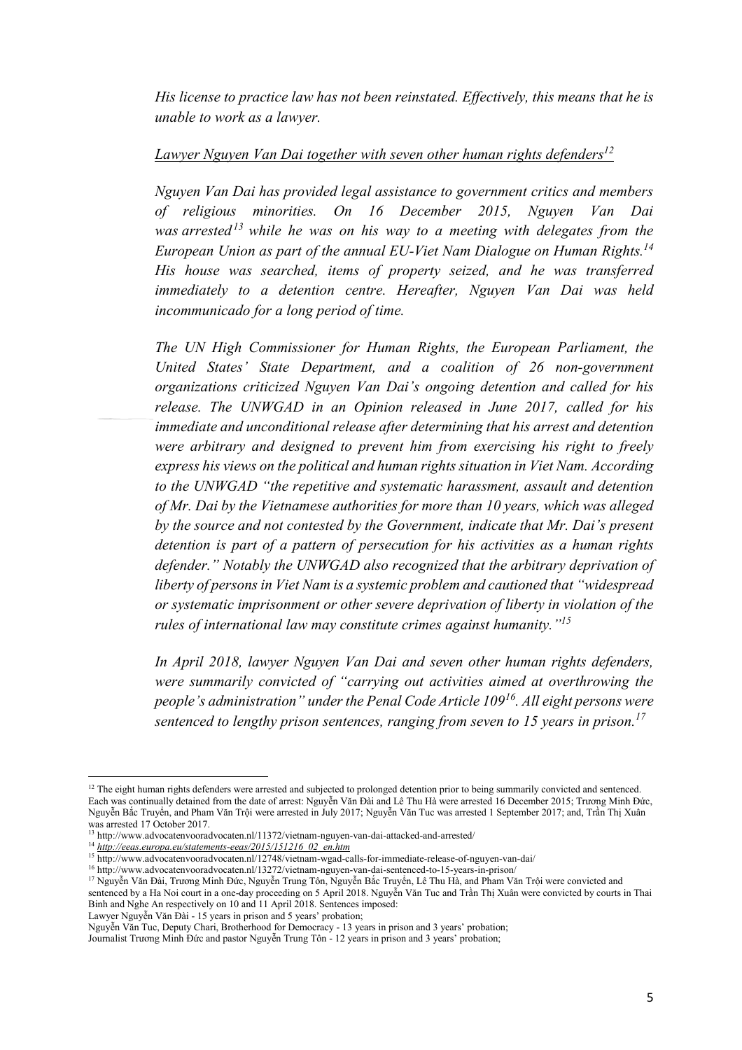*His license to practice law has not been reinstated. Effectively, this means that he is unable to work as a lawyer.*

*Lawyer Nguyen Van Dai together with seven other human rights defenders*[12]

*Nguyen Van Dai has provided legal assistance to government critics and members of religious minorities. On 16 December 2015, Nguyen Van Dai was arrested*[13] *while he was on his way to a meeting with delegates from the European Union as part of the annual EU-Viet Nam Dialogue on Human Rights.*[14] *His house was searched, items of property seized, and he was transferred immediately to a detention centre. Hereafter, Nguyen Van Dai was held incommunicado for a long period of time.*

*The UN High Commissioner for Human Rights, the European Parliament, the United States' State Department, and a coalition of 26 non-government organizations criticized Nguyen Van Dai's ongoing detention and called for his release. The UNWGAD in an Opinion released in June 2017, called for his immediate and unconditional release after determining that his arrest and detention were arbitrary and designed to prevent him from exercising his right to freely express his views on the political and human rights situation in Viet Nam. According to the UNWGAD "the repetitive and systematic harassment, assault and detention of Mr. Dai by the Vietnamese authorities for more than 10 years, which was alleged by the source and not contested by the Government, indicate that Mr. Dai's present detention is part of a pattern of persecution for his activities as a human rights defender." Notably the UNWGAD also recognized that the arbitrary deprivation of liberty of persons in Viet Nam is a systemic problem and cautioned that "widespread or systematic imprisonment or other severe deprivation of liberty in violation of the rules of international law may constitute crimes against humanity."*[15]

*In April 2018, lawyer Nguyen Van Dai and seven other human rights defenders, were summarily convicted of "carrying out activities aimed at overthrowing the people's administration" under the Penal Code Article 109*[16]*. All eight persons were sentenced to lengthy prison sentences, ranging from seven to 15 years in prison.*[17]

---

[12] The eight human rights defenders were arrested and subjected to prolonged detention prior to being summarily convicted and sentenced. Each was continually detained from the date of arrest: Nguyễn Văn Đài and Lê Thu Hà were arrested 16 December 2015; Trương Minh Đức, Nguyễn Bắc Truyển, and Phạm Văn Trội were arrested in July 2017; Nguyễn Văn Tuc was arrested 1 September 2017; and, Trần Thị Xuân was arrested 17 October 2017.

[13] http://www.advocatenvooradvocaten.nl/11372/vietnam-nguyen-van-dai-attacked-and-arrested/

[14] *http://eeas.europa.eu/statements-eeas/2015/151216_02_en.htm*

[15] http://www.advocatenvooradvocaten.nl/12748/vietnam-wgad-calls-for-immediate-release-of-nguyen-van-dai/

[16] http://www.advocatenvooradvocaten.nl/13272/vietnam-nguyen-van-dai-sentenced-to-15-years-in-prison/

[17] Nguyễn Văn Đài, Trương Minh Đức, Nguyễn Trung Tôn, Nguyễn Bắc Truyển, Lê Thu Hà, and Phạm Văn Trội were convicted and sentenced by a Ha Noi court in a one-day proceeding on 5 April 2018. Nguyễn Văn Tuc and Trần Thị Xuân were convicted by courts in Thai Binh and Nghe An respectively on 10 and 11 April 2018. Sentences imposed:
Lawyer Nguyễn Văn Đài - 15 years in prison and 5 years' probation;
Nguyễn Văn Tuc, Deputy Chari, Brotherhood for Democracy - 13 years in prison and 3 years' probation;
Journalist Trương Minh Đức and pastor Nguyễn Trung Tôn - 12 years in prison and 3 years' probation;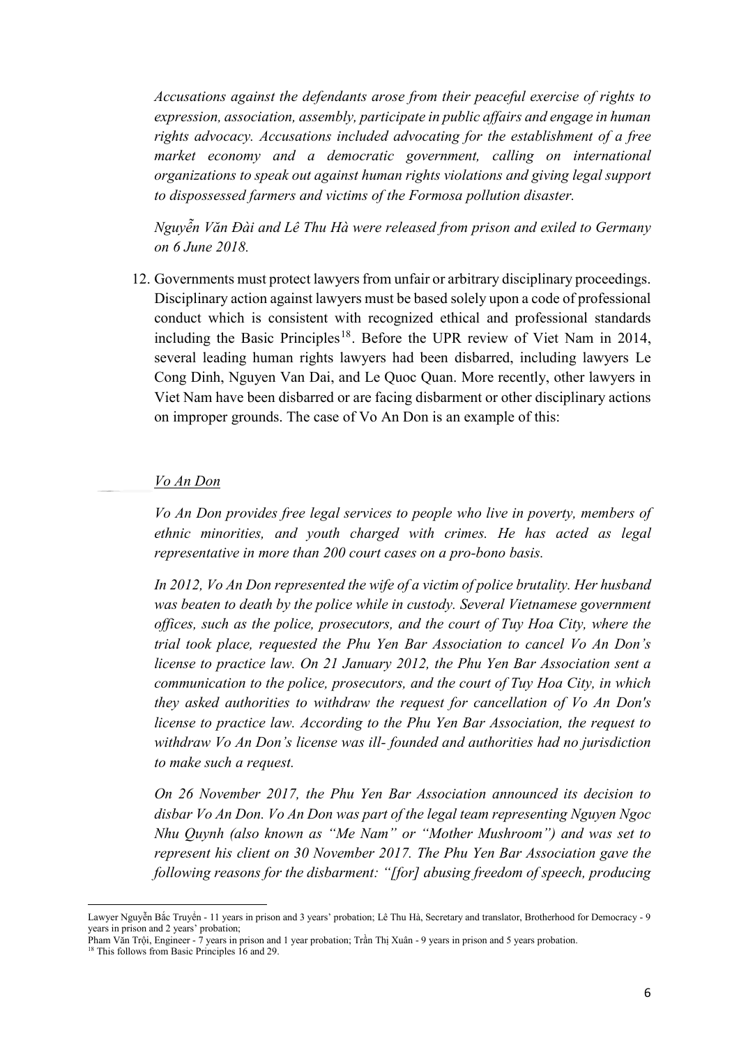*Accusations against the defendants arose from their peaceful exercise of rights to expression, association, assembly, participate in public affairs and engage in human rights advocacy. Accusations included advocating for the establishment of a free market economy and a democratic government, calling on international organizations to speak out against human rights violations and giving legal support to dispossessed farmers and victims of the Formosa pollution disaster.*

*Nguyễn Văn Đài and Lê Thu Hà were released from prison and exiled to Germany on 6 June 2018.*

12. Governments must protect lawyers from unfair or arbitrary disciplinary proceedings. Disciplinary action against lawyers must be based solely upon a code of professional conduct which is consistent with recognized ethical and professional standards including the Basic Principles[18]. Before the UPR review of Viet Nam in 2014, several leading human rights lawyers had been disbarred, including lawyers Le Cong Dinh, Nguyen Van Dai, and Le Quoc Quan. More recently, other lawyers in Viet Nam have been disbarred or are facing disbarment or other disciplinary actions on improper grounds. The case of Vo An Don is an example of this:

*Vo An Don*

*Vo An Don provides free legal services to people who live in poverty, members of ethnic minorities, and youth charged with crimes. He has acted as legal representative in more than 200 court cases on a pro-bono basis.*

*In 2012, Vo An Don represented the wife of a victim of police brutality. Her husband was beaten to death by the police while in custody. Several Vietnamese government offices, such as the police, prosecutors, and the court of Tuy Hoa City, where the trial took place, requested the Phu Yen Bar Association to cancel Vo An Don's license to practice law. On 21 January 2012, the Phu Yen Bar Association sent a communication to the police, prosecutors, and the court of Tuy Hoa City, in which they asked authorities to withdraw the request for cancellation of Vo An Don's license to practice law. According to the Phu Yen Bar Association, the request to withdraw Vo An Don's license was ill- founded and authorities had no jurisdiction to make such a request.*

*On 26 November 2017, the Phu Yen Bar Association announced its decision to disbar Vo An Don. Vo An Don was part of the legal team representing Nguyen Ngoc Nhu Quynh (also known as "Me Nam" or "Mother Mushroom") and was set to represent his client on 30 November 2017. The Phu Yen Bar Association gave the following reasons for the disbarment: "[for] abusing freedom of speech, producing*

---

Lawyer Nguyễn Bắc Truyển - 11 years in prison and 3 years' probation; Lê Thu Hà, Secretary and translator, Brotherhood for Democracy - 9 years in prison and 2 years' probation;

Pham Văn Trội, Engineer - 7 years in prison and 1 year probation; Trần Thị Xuân - 9 years in prison and 5 years probation.

[18] This follows from Basic Principles 16 and 29.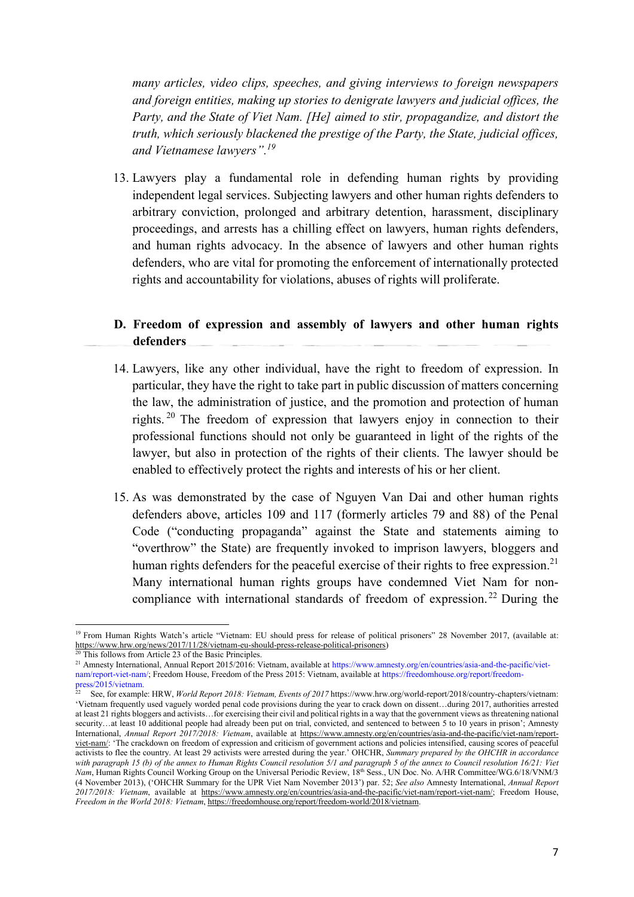*many articles, video clips, speeches, and giving interviews to foreign newspapers and foreign entities, making up stories to denigrate lawyers and judicial offices, the Party, and the State of Viet Nam. [He] aimed to stir, propagandize, and distort the truth, which seriously blackened the prestige of the Party, the State, judicial offices, and Vietnamese lawyers".*[19]

13. Lawyers play a fundamental role in defending human rights by providing independent legal services. Subjecting lawyers and other human rights defenders to arbitrary conviction, prolonged and arbitrary detention, harassment, disciplinary proceedings, and arrests has a chilling effect on lawyers, human rights defenders, and human rights advocacy. In the absence of lawyers and other human rights defenders, who are vital for promoting the enforcement of internationally protected rights and accountability for violations, abuses of rights will proliferate.

## D. Freedom of expression and assembly of lawyers and other human rights defenders

14. Lawyers, like any other individual, have the right to freedom of expression. In particular, they have the right to take part in public discussion of matters concerning the law, the administration of justice, and the promotion and protection of human rights.[20] The freedom of expression that lawyers enjoy in connection to their professional functions should not only be guaranteed in light of the rights of the lawyer, but also in protection of the rights of their clients. The lawyer should be enabled to effectively protect the rights and interests of his or her client.

15. As was demonstrated by the case of Nguyen Van Dai and other human rights defenders above, articles 109 and 117 (formerly articles 79 and 88) of the Penal Code ("conducting propaganda" against the State and statements aiming to "overthrow" the State) are frequently invoked to imprison lawyers, bloggers and human rights defenders for the peaceful exercise of their rights to free expression.[21] Many international human rights groups have condemned Viet Nam for non-compliance with international standards of freedom of expression.[22] During the

---

[19] From Human Rights Watch's article "Vietnam: EU should press for release of political prisoners" 28 November 2017, (available at: https://www.hrw.org/news/2017/11/28/vietnam-eu-should-press-release-political-prisoners)

[20] This follows from Article 23 of the Basic Principles.

[21] Amnesty International, Annual Report 2015/2016: Vietnam, available at https://www.amnesty.org/en/countries/asia-and-the-pacific/viet-nam/report-viet-nam/; Freedom House, Freedom of the Press 2015: Vietnam, available at https://freedomhouse.org/report/freedom-press/2015/vietnam.

[22] See, for example: HRW, *World Report 2018: Vietnam, Events of 2017* https://www.hrw.org/world-report/2018/country-chapters/vietnam: 'Vietnam frequently used vaguely worded penal code provisions during the year to crack down on dissent…during 2017, authorities arrested at least 21 rights bloggers and activists…for exercising their civil and political rights in a way that the government views as threatening national security…at least 10 additional people had already been put on trial, convicted, and sentenced to between 5 to 10 years in prison'; Amnesty International, *Annual Report 2017/2018: Vietnam*, available at https://www.amnesty.org/en/countries/asia-and-the-pacific/viet-nam/report-viet-nam/: 'The crackdown on freedom of expression and criticism of government actions and policies intensified, causing scores of peaceful activists to flee the country. At least 29 activists were arrested during the year.' OHCHR, *Summary prepared by the OHCHR in accordance with paragraph 15 (b) of the annex to Human Rights Council resolution 5/1 and paragraph 5 of the annex to Council resolution 16/21: Viet Nam*, Human Rights Council Working Group on the Universal Periodic Review, 18th Sess., UN Doc. No. A/HR Committee/WG.6/18/VNM/3 (4 November 2013), ('OHCHR Summary for the UPR Viet Nam November 2013') par. 52; *See also* Amnesty International, *Annual Report 2017/2018: Vietnam*, available at https://www.amnesty.org/en/countries/asia-and-the-pacific/viet-nam/report-viet-nam/; Freedom House, *Freedom in the World 2018: Vietnam*, https://freedomhouse.org/report/freedom-world/2018/vietnam.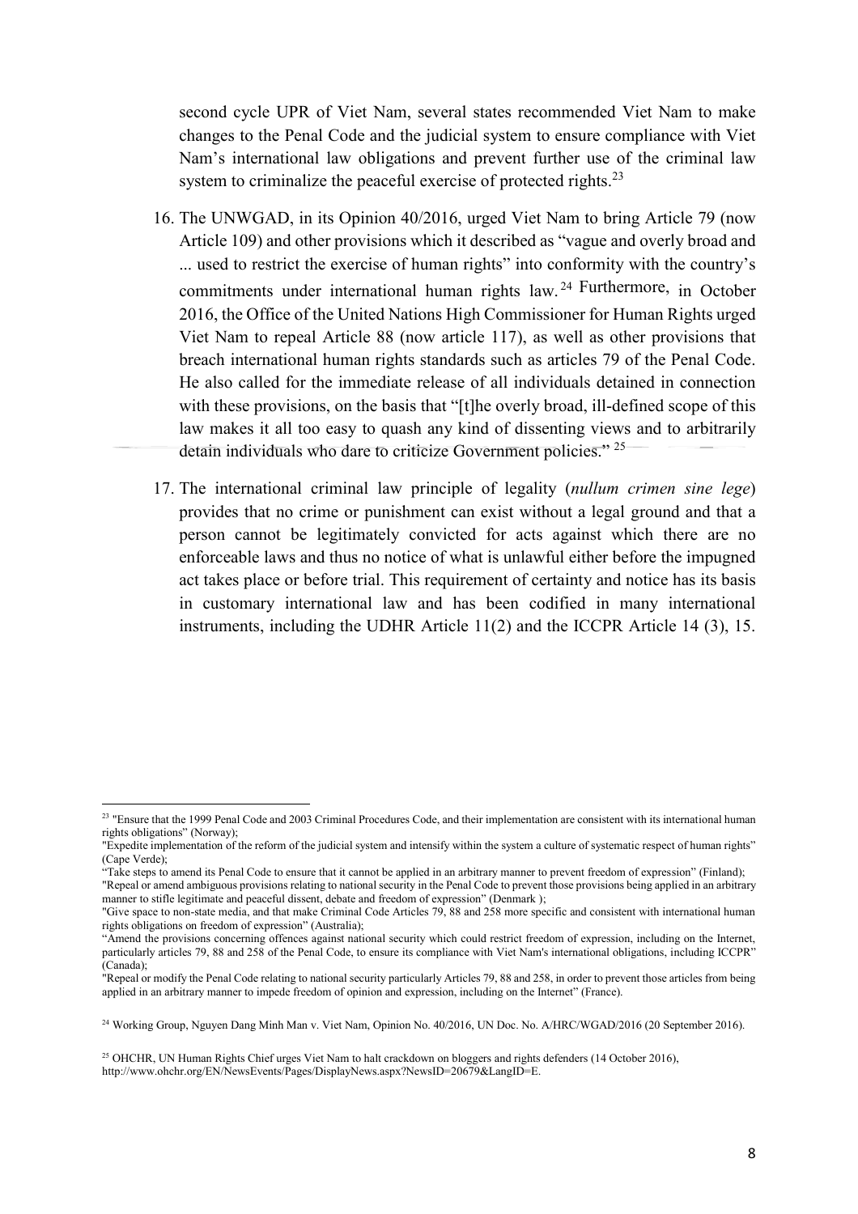second cycle UPR of Viet Nam, several states recommended Viet Nam to make changes to the Penal Code and the judicial system to ensure compliance with Viet Nam's international law obligations and prevent further use of the criminal law system to criminalize the peaceful exercise of protected rights.[23]

16. The UNWGAD, in its Opinion 40/2016, urged Viet Nam to bring Article 79 (now Article 109) and other provisions which it described as "vague and overly broad and ... used to restrict the exercise of human rights" into conformity with the country's commitments under international human rights law.[24] Furthermore, in October 2016, the Office of the United Nations High Commissioner for Human Rights urged Viet Nam to repeal Article 88 (now article 117), as well as other provisions that breach international human rights standards such as articles 79 of the Penal Code. He also called for the immediate release of all individuals detained in connection with these provisions, on the basis that "[t]he overly broad, ill-defined scope of this law makes it all too easy to quash any kind of dissenting views and to arbitrarily detain individuals who dare to criticize Government policies."[25]

17. The international criminal law principle of legality (*nullum crimen sine lege*) provides that no crime or punishment can exist without a legal ground and that a person cannot be legitimately convicted for acts against which there are no enforceable laws and thus no notice of what is unlawful either before the impugned act takes place or before trial. This requirement of certainty and notice has its basis in customary international law and has been codified in many international instruments, including the UDHR Article 11(2) and the ICCPR Article 14 (3), 15.

---

[23] "Ensure that the 1999 Penal Code and 2003 Criminal Procedures Code, and their implementation are consistent with its international human rights obligations" (Norway);
"Expedite implementation of the reform of the judicial system and intensify within the system a culture of systematic respect of human rights" (Cape Verde);
"Take steps to amend its Penal Code to ensure that it cannot be applied in an arbitrary manner to prevent freedom of expression" (Finland);
"Repeal or amend ambiguous provisions relating to national security in the Penal Code to prevent those provisions being applied in an arbitrary manner to stifle legitimate and peaceful dissent, debate and freedom of expression" (Denmark );
"Give space to non-state media, and that make Criminal Code Articles 79, 88 and 258 more specific and consistent with international human rights obligations on freedom of expression" (Australia);
"Amend the provisions concerning offences against national security which could restrict freedom of expression, including on the Internet, particularly articles 79, 88 and 258 of the Penal Code, to ensure its compliance with Viet Nam's international obligations, including ICCPR" (Canada);
"Repeal or modify the Penal Code relating to national security particularly Articles 79, 88 and 258, in order to prevent those articles from being applied in an arbitrary manner to impede freedom of opinion and expression, including on the Internet" (France).

[24] Working Group, Nguyen Dang Minh Man v. Viet Nam, Opinion No. 40/2016, UN Doc. No. A/HRC/WGAD/2016 (20 September 2016).

[25] OHCHR, UN Human Rights Chief urges Viet Nam to halt crackdown on bloggers and rights defenders (14 October 2016), http://www.ohchr.org/EN/NewsEvents/Pages/DisplayNews.aspx?NewsID=20679&LangID=E.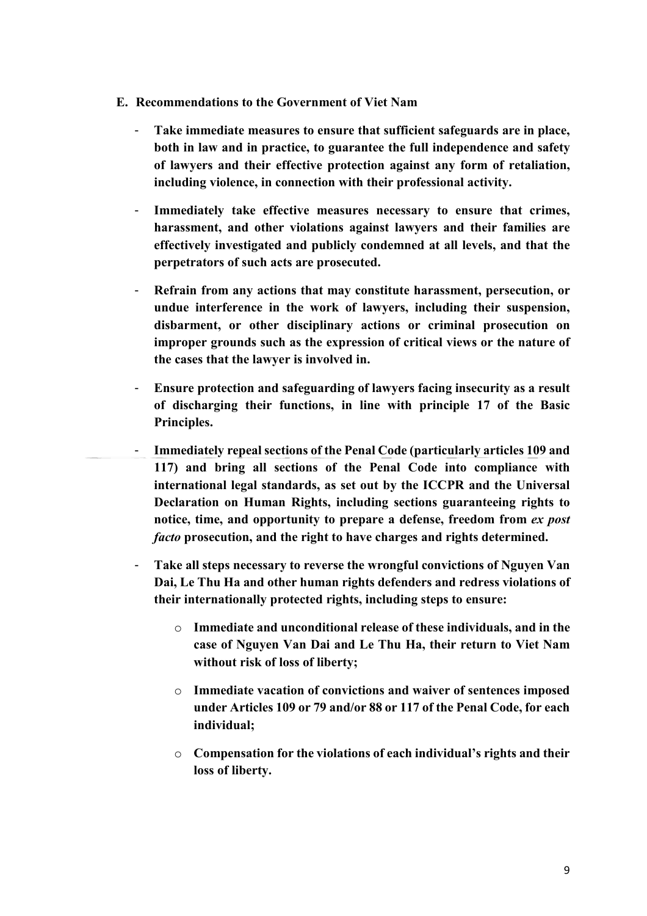## E. Recommendations to the Government of Viet Nam

- **Take immediate measures to ensure that sufficient safeguards are in place, both in law and in practice, to guarantee the full independence and safety of lawyers and their effective protection against any form of retaliation, including violence, in connection with their professional activity.**

- **Immediately take effective measures necessary to ensure that crimes, harassment, and other violations against lawyers and their families are effectively investigated and publicly condemned at all levels, and that the perpetrators of such acts are prosecuted.**

- **Refrain from any actions that may constitute harassment, persecution, or undue interference in the work of lawyers, including their suspension, disbarment, or other disciplinary actions or criminal prosecution on improper grounds such as the expression of critical views or the nature of the cases that the lawyer is involved in.**

- **Ensure protection and safeguarding of lawyers facing insecurity as a result of discharging their functions, in line with principle 17 of the Basic Principles.**

- **Immediately repeal sections of the Penal Code (particularly articles 109 and 117) and bring all sections of the Penal Code into compliance with international legal standards, as set out by the ICCPR and the Universal Declaration on Human Rights, including sections guaranteeing rights to notice, time, and opportunity to prepare a defense, freedom from *ex post facto* prosecution, and the right to have charges and rights determined.**

- **Take all steps necessary to reverse the wrongful convictions of Nguyen Van Dai, Le Thu Ha and other human rights defenders and redress violations of their internationally protected rights, including steps to ensure:**

  - **Immediate and unconditional release of these individuals, and in the case of Nguyen Van Dai and Le Thu Ha, their return to Viet Nam without risk of loss of liberty;**

  - **Immediate vacation of convictions and waiver of sentences imposed under Articles 109 or 79 and/or 88 or 117 of the Penal Code, for each individual;**

  - **Compensation for the violations of each individual's rights and their loss of liberty.**